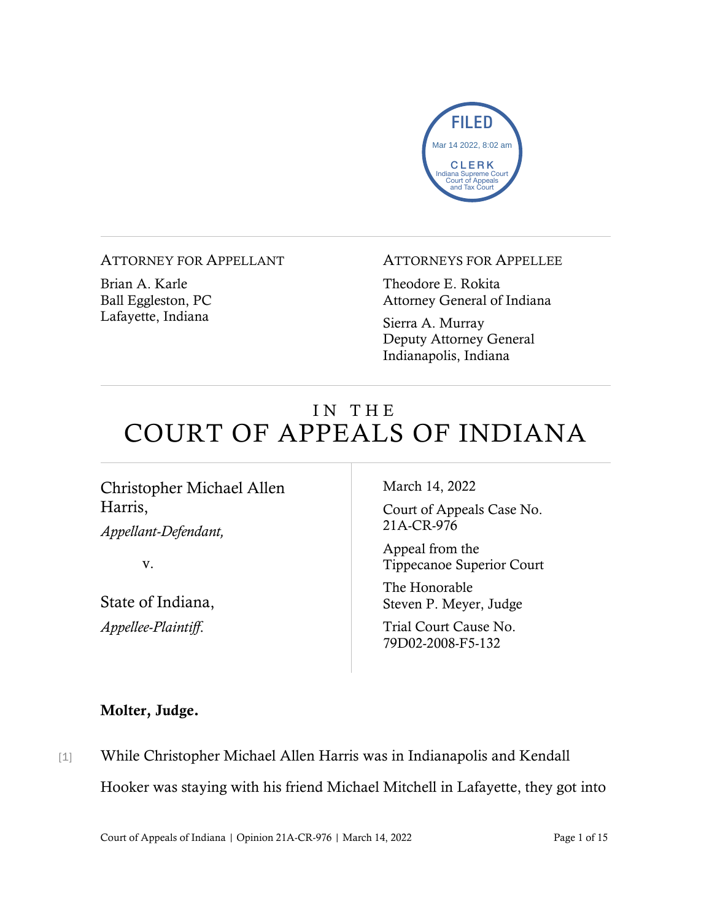FILED
Mar 14 2022, 8:02 am
CLERK
Indiana Supreme Court
Court of Appeals
and Tax Court

ATTORNEY FOR APPELLANT

Brian A. Karle
Ball Eggleston, PC
Lafayette, Indiana

ATTORNEYS FOR APPELLEE

Theodore E. Rokita
Attorney General of Indiana

Sierra A. Murray
Deputy Attorney General
Indianapolis, Indiana

# IN THE COURT OF APPEALS OF INDIANA

Christopher Michael Allen Harris,
*Appellant-Defendant,*

v.

State of Indiana,
*Appellee-Plaintiff.*

March 14, 2022

Court of Appeals Case No. 21A-CR-976

Appeal from the Tippecanoe Superior Court

The Honorable Steven P. Meyer, Judge

Trial Court Cause No. 79D02-2008-F5-132

**Molter, Judge.**

[1] While Christopher Michael Allen Harris was in Indianapolis and Kendall Hooker was staying with his friend Michael Mitchell in Lafayette, they got into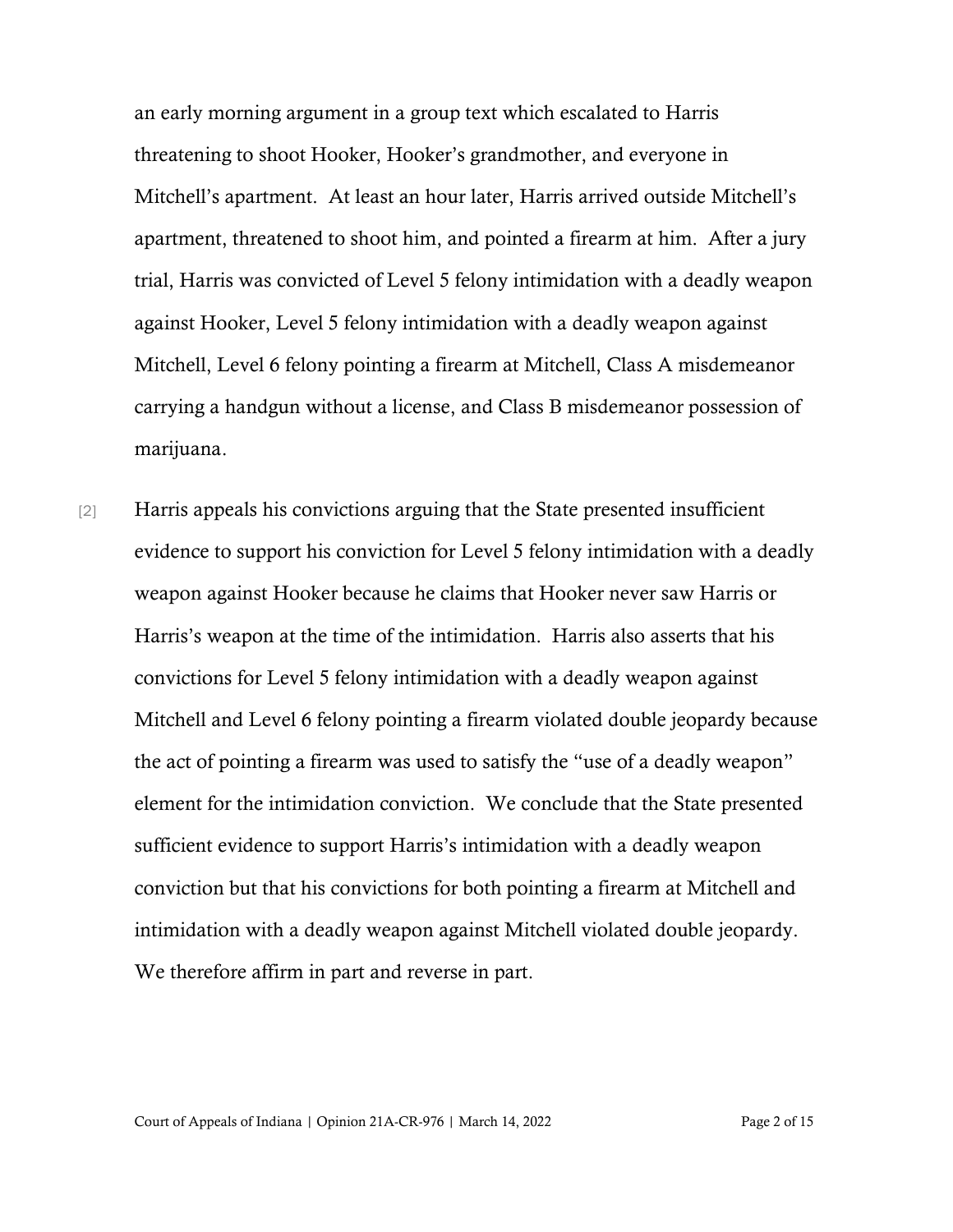an early morning argument in a group text which escalated to Harris threatening to shoot Hooker, Hooker's grandmother, and everyone in Mitchell's apartment. At least an hour later, Harris arrived outside Mitchell's apartment, threatened to shoot him, and pointed a firearm at him. After a jury trial, Harris was convicted of Level 5 felony intimidation with a deadly weapon against Hooker, Level 5 felony intimidation with a deadly weapon against Mitchell, Level 6 felony pointing a firearm at Mitchell, Class A misdemeanor carrying a handgun without a license, and Class B misdemeanor possession of marijuana.

[2] Harris appeals his convictions arguing that the State presented insufficient evidence to support his conviction for Level 5 felony intimidation with a deadly weapon against Hooker because he claims that Hooker never saw Harris or Harris's weapon at the time of the intimidation. Harris also asserts that his convictions for Level 5 felony intimidation with a deadly weapon against Mitchell and Level 6 felony pointing a firearm violated double jeopardy because the act of pointing a firearm was used to satisfy the "use of a deadly weapon" element for the intimidation conviction. We conclude that the State presented sufficient evidence to support Harris's intimidation with a deadly weapon conviction but that his convictions for both pointing a firearm at Mitchell and intimidation with a deadly weapon against Mitchell violated double jeopardy. We therefore affirm in part and reverse in part.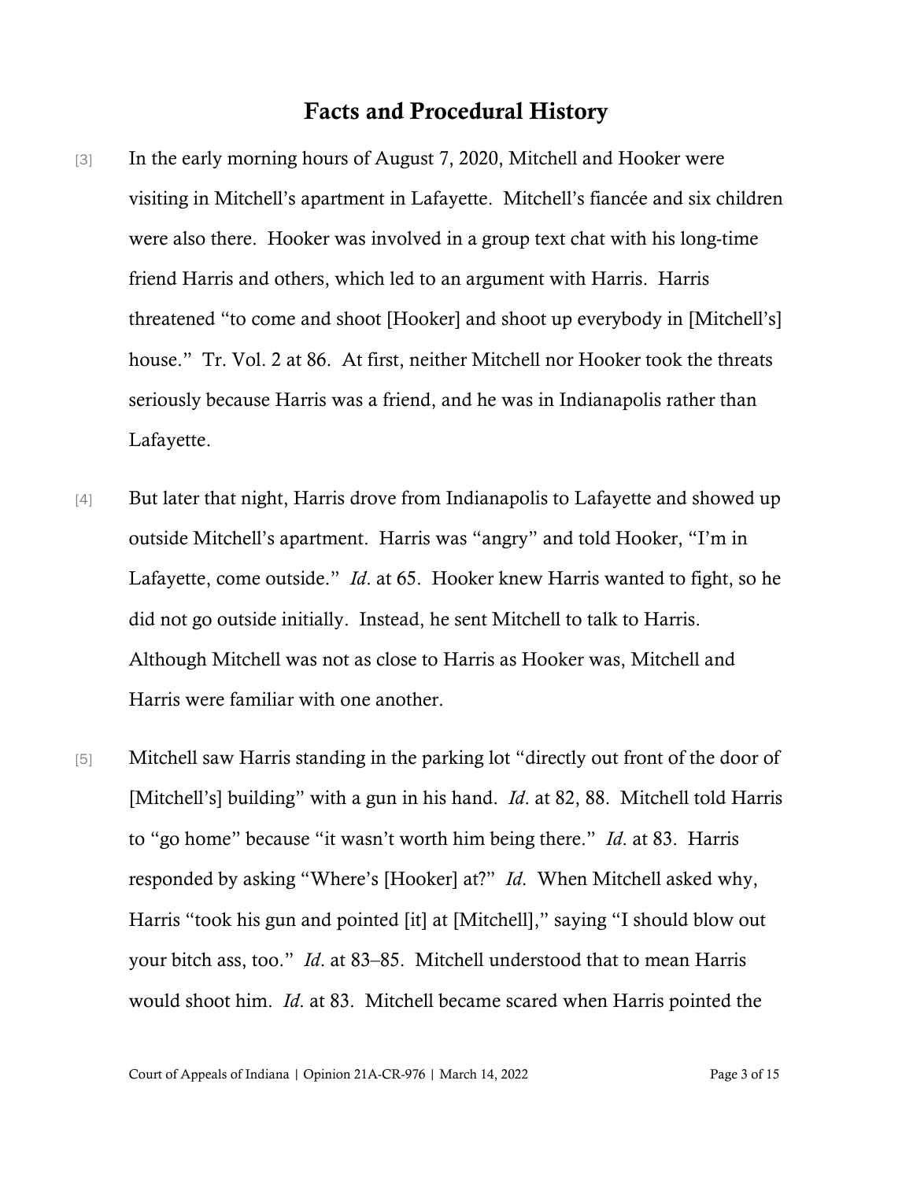## Facts and Procedural History

[3] In the early morning hours of August 7, 2020, Mitchell and Hooker were visiting in Mitchell's apartment in Lafayette. Mitchell's fiancée and six children were also there. Hooker was involved in a group text chat with his long-time friend Harris and others, which led to an argument with Harris. Harris threatened "to come and shoot [Hooker] and shoot up everybody in [Mitchell's] house." Tr. Vol. 2 at 86. At first, neither Mitchell nor Hooker took the threats seriously because Harris was a friend, and he was in Indianapolis rather than Lafayette.

[4] But later that night, Harris drove from Indianapolis to Lafayette and showed up outside Mitchell's apartment. Harris was "angry" and told Hooker, "I'm in Lafayette, come outside." *Id*. at 65. Hooker knew Harris wanted to fight, so he did not go outside initially. Instead, he sent Mitchell to talk to Harris. Although Mitchell was not as close to Harris as Hooker was, Mitchell and Harris were familiar with one another.

[5] Mitchell saw Harris standing in the parking lot "directly out front of the door of [Mitchell's] building" with a gun in his hand. *Id*. at 82, 88. Mitchell told Harris to "go home" because "it wasn't worth him being there." *Id*. at 83. Harris responded by asking "Where's [Hooker] at?" *Id*. When Mitchell asked why, Harris "took his gun and pointed [it] at [Mitchell]," saying "I should blow out your bitch ass, too." *Id*. at 83–85. Mitchell understood that to mean Harris would shoot him. *Id*. at 83. Mitchell became scared when Harris pointed the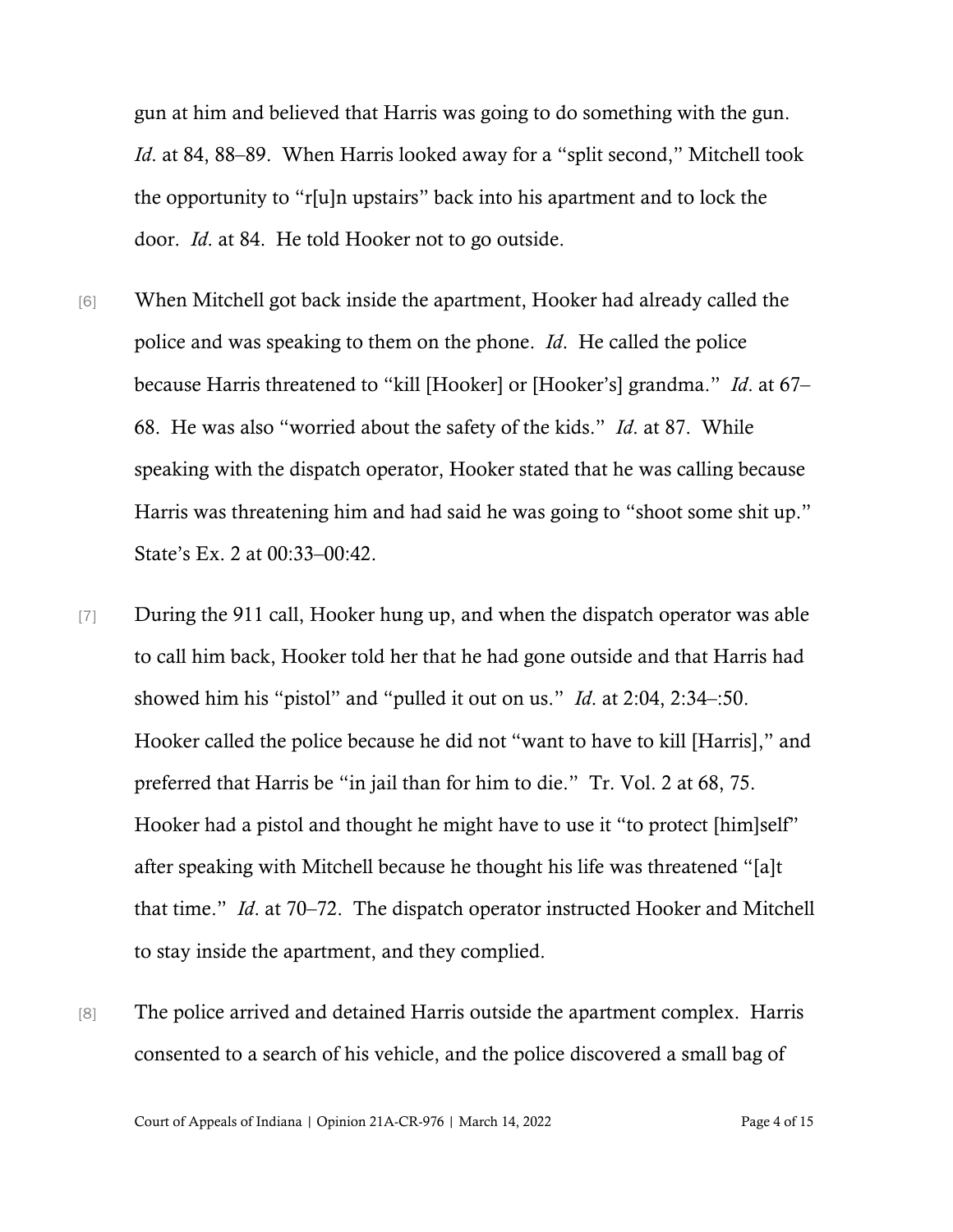gun at him and believed that Harris was going to do something with the gun. *Id*. at 84, 88–89. When Harris looked away for a "split second," Mitchell took the opportunity to "r[u]n upstairs" back into his apartment and to lock the door. *Id*. at 84. He told Hooker not to go outside.

[6] When Mitchell got back inside the apartment, Hooker had already called the police and was speaking to them on the phone. *Id*. He called the police because Harris threatened to "kill [Hooker] or [Hooker's] grandma." *Id*. at 67–68. He was also "worried about the safety of the kids." *Id*. at 87. While speaking with the dispatch operator, Hooker stated that he was calling because Harris was threatening him and had said he was going to "shoot some shit up." State's Ex. 2 at 00:33–00:42.

[7] During the 911 call, Hooker hung up, and when the dispatch operator was able to call him back, Hooker told her that he had gone outside and that Harris had showed him his "pistol" and "pulled it out on us." *Id*. at 2:04, 2:34–:50. Hooker called the police because he did not "want to have to kill [Harris]," and preferred that Harris be "in jail than for him to die." Tr. Vol. 2 at 68, 75. Hooker had a pistol and thought he might have to use it "to protect [him]self" after speaking with Mitchell because he thought his life was threatened "[a]t that time." *Id*. at 70–72. The dispatch operator instructed Hooker and Mitchell to stay inside the apartment, and they complied.

[8] The police arrived and detained Harris outside the apartment complex. Harris consented to a search of his vehicle, and the police discovered a small bag of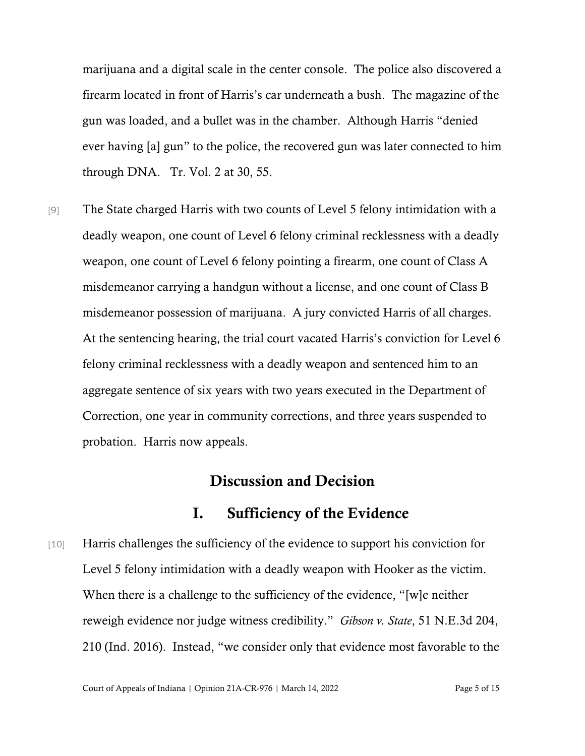marijuana and a digital scale in the center console. The police also discovered a firearm located in front of Harris's car underneath a bush. The magazine of the gun was loaded, and a bullet was in the chamber. Although Harris "denied ever having [a] gun" to the police, the recovered gun was later connected to him through DNA. Tr. Vol. 2 at 30, 55.

[9] The State charged Harris with two counts of Level 5 felony intimidation with a deadly weapon, one count of Level 6 felony criminal recklessness with a deadly weapon, one count of Level 6 felony pointing a firearm, one count of Class A misdemeanor carrying a handgun without a license, and one count of Class B misdemeanor possession of marijuana. A jury convicted Harris of all charges. At the sentencing hearing, the trial court vacated Harris's conviction for Level 6 felony criminal recklessness with a deadly weapon and sentenced him to an aggregate sentence of six years with two years executed in the Department of Correction, one year in community corrections, and three years suspended to probation. Harris now appeals.

# Discussion and Decision

## I. Sufficiency of the Evidence

[10] Harris challenges the sufficiency of the evidence to support his conviction for Level 5 felony intimidation with a deadly weapon with Hooker as the victim. When there is a challenge to the sufficiency of the evidence, "[w]e neither reweigh evidence nor judge witness credibility." *Gibson v. State*, 51 N.E.3d 204, 210 (Ind. 2016). Instead, "we consider only that evidence most favorable to the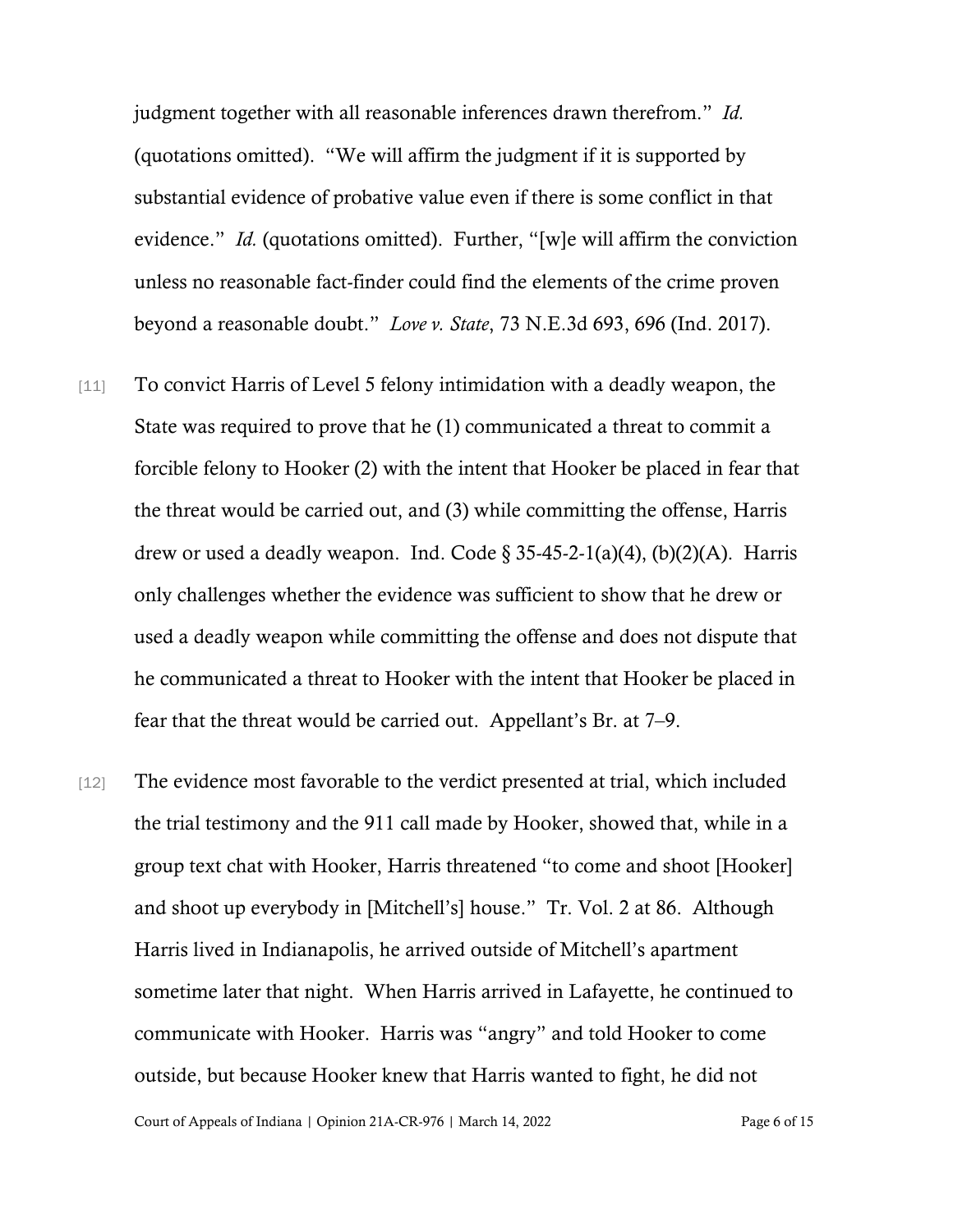judgment together with all reasonable inferences drawn therefrom." *Id.* (quotations omitted). "We will affirm the judgment if it is supported by substantial evidence of probative value even if there is some conflict in that evidence." *Id.* (quotations omitted). Further, "[w]e will affirm the conviction unless no reasonable fact-finder could find the elements of the crime proven beyond a reasonable doubt." *Love v. State*, 73 N.E.3d 693, 696 (Ind. 2017).

[11] To convict Harris of Level 5 felony intimidation with a deadly weapon, the State was required to prove that he (1) communicated a threat to commit a forcible felony to Hooker (2) with the intent that Hooker be placed in fear that the threat would be carried out, and (3) while committing the offense, Harris drew or used a deadly weapon. Ind. Code § 35-45-2-1(a)(4), (b)(2)(A). Harris only challenges whether the evidence was sufficient to show that he drew or used a deadly weapon while committing the offense and does not dispute that he communicated a threat to Hooker with the intent that Hooker be placed in fear that the threat would be carried out. Appellant's Br. at 7–9.

[12] The evidence most favorable to the verdict presented at trial, which included the trial testimony and the 911 call made by Hooker, showed that, while in a group text chat with Hooker, Harris threatened "to come and shoot [Hooker] and shoot up everybody in [Mitchell's] house." Tr. Vol. 2 at 86. Although Harris lived in Indianapolis, he arrived outside of Mitchell's apartment sometime later that night. When Harris arrived in Lafayette, he continued to communicate with Hooker. Harris was "angry" and told Hooker to come outside, but because Hooker knew that Harris wanted to fight, he did not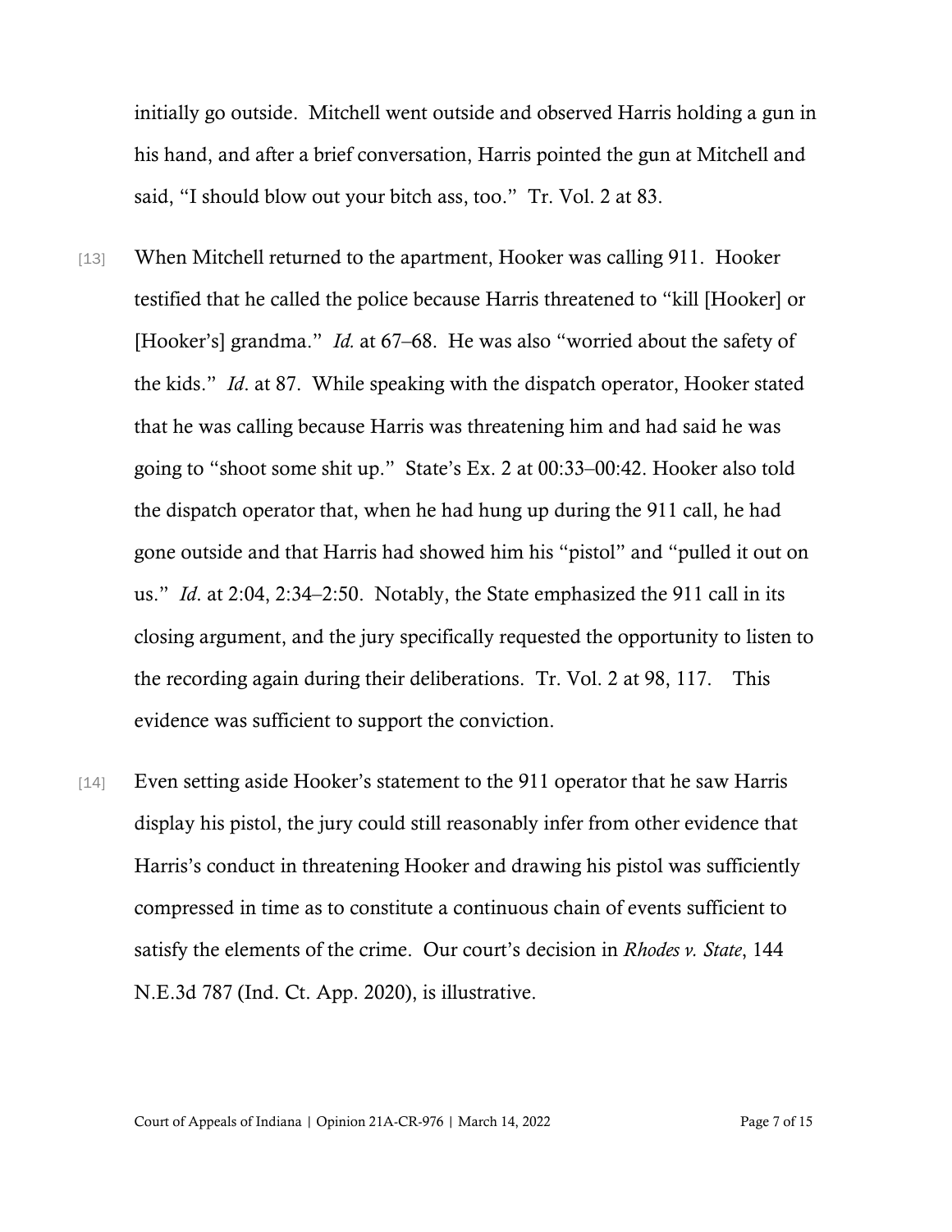initially go outside. Mitchell went outside and observed Harris holding a gun in his hand, and after a brief conversation, Harris pointed the gun at Mitchell and said, "I should blow out your bitch ass, too." Tr. Vol. 2 at 83.

[13] When Mitchell returned to the apartment, Hooker was calling 911. Hooker testified that he called the police because Harris threatened to "kill [Hooker] or [Hooker's] grandma." *Id.* at 67–68. He was also "worried about the safety of the kids." *Id*. at 87. While speaking with the dispatch operator, Hooker stated that he was calling because Harris was threatening him and had said he was going to "shoot some shit up." State's Ex. 2 at 00:33–00:42. Hooker also told the dispatch operator that, when he had hung up during the 911 call, he had gone outside and that Harris had showed him his "pistol" and "pulled it out on us." *Id*. at 2:04, 2:34–2:50. Notably, the State emphasized the 911 call in its closing argument, and the jury specifically requested the opportunity to listen to the recording again during their deliberations. Tr. Vol. 2 at 98, 117. This evidence was sufficient to support the conviction.

[14] Even setting aside Hooker's statement to the 911 operator that he saw Harris display his pistol, the jury could still reasonably infer from other evidence that Harris's conduct in threatening Hooker and drawing his pistol was sufficiently compressed in time as to constitute a continuous chain of events sufficient to satisfy the elements of the crime. Our court's decision in *Rhodes v. State*, 144 N.E.3d 787 (Ind. Ct. App. 2020), is illustrative.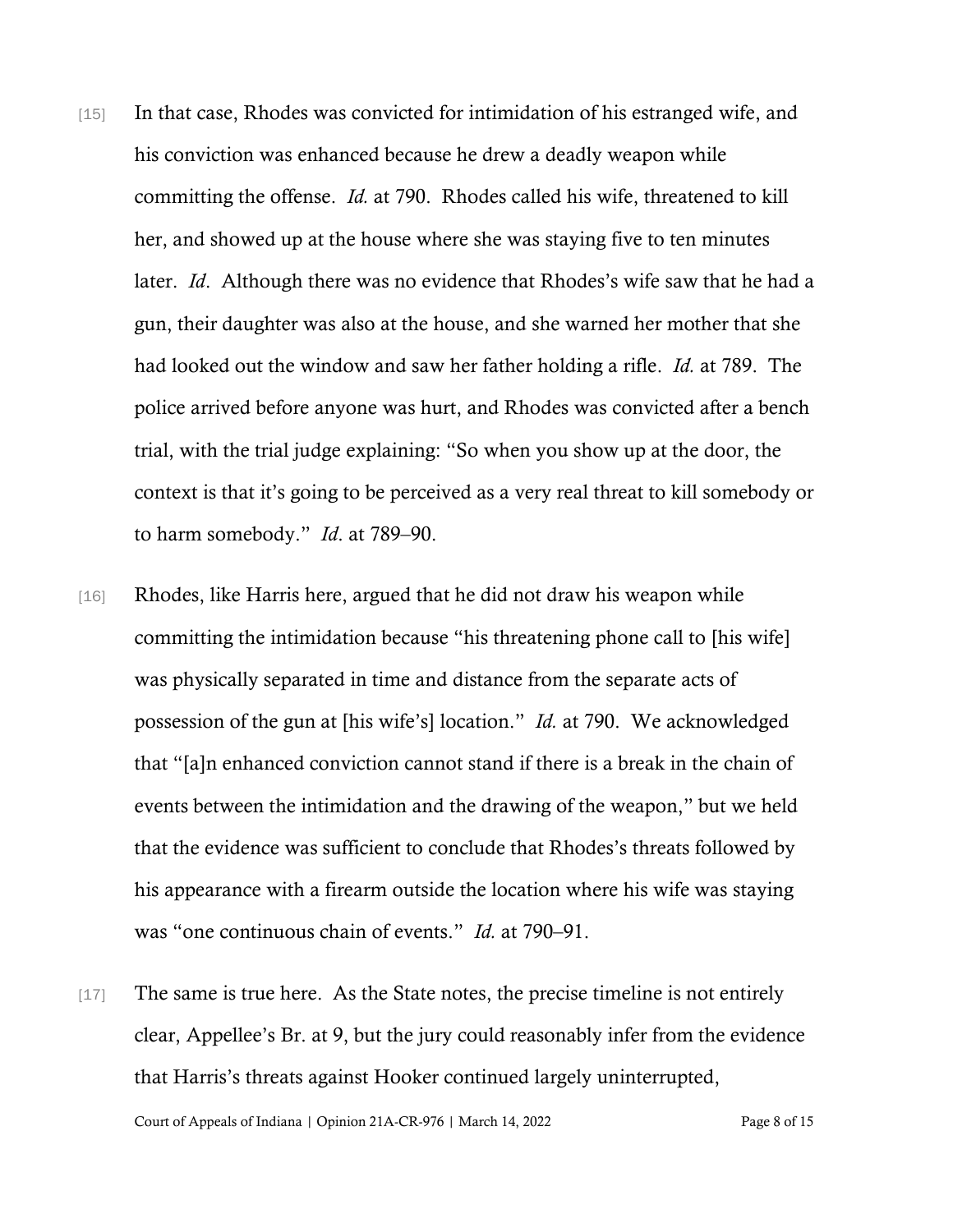[15] In that case, Rhodes was convicted for intimidation of his estranged wife, and his conviction was enhanced because he drew a deadly weapon while committing the offense. *Id.* at 790. Rhodes called his wife, threatened to kill her, and showed up at the house where she was staying five to ten minutes later. *Id*. Although there was no evidence that Rhodes's wife saw that he had a gun, their daughter was also at the house, and she warned her mother that she had looked out the window and saw her father holding a rifle. *Id.* at 789. The police arrived before anyone was hurt, and Rhodes was convicted after a bench trial, with the trial judge explaining: "So when you show up at the door, the context is that it's going to be perceived as a very real threat to kill somebody or to harm somebody." *Id*. at 789–90.

[16] Rhodes, like Harris here, argued that he did not draw his weapon while committing the intimidation because "his threatening phone call to [his wife] was physically separated in time and distance from the separate acts of possession of the gun at [his wife's] location." *Id.* at 790. We acknowledged that "[a]n enhanced conviction cannot stand if there is a break in the chain of events between the intimidation and the drawing of the weapon," but we held that the evidence was sufficient to conclude that Rhodes's threats followed by his appearance with a firearm outside the location where his wife was staying was "one continuous chain of events." *Id.* at 790–91.

[17] The same is true here. As the State notes, the precise timeline is not entirely clear, Appellee's Br. at 9, but the jury could reasonably infer from the evidence that Harris's threats against Hooker continued largely uninterrupted,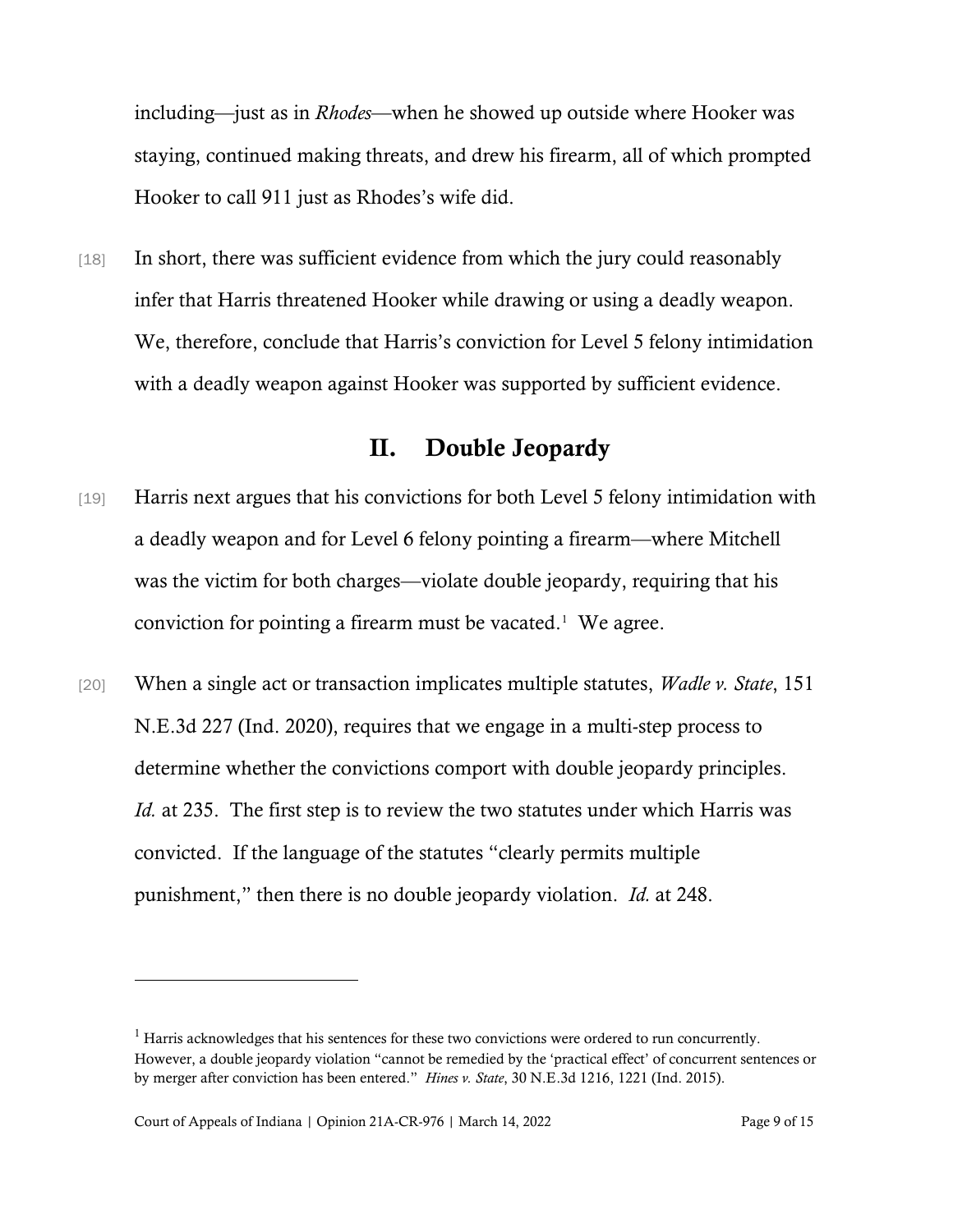including—just as in *Rhodes*—when he showed up outside where Hooker was staying, continued making threats, and drew his firearm, all of which prompted Hooker to call 911 just as Rhodes's wife did.

[18] In short, there was sufficient evidence from which the jury could reasonably infer that Harris threatened Hooker while drawing or using a deadly weapon. We, therefore, conclude that Harris's conviction for Level 5 felony intimidation with a deadly weapon against Hooker was supported by sufficient evidence.

## II. Double Jeopardy

[19] Harris next argues that his convictions for both Level 5 felony intimidation with a deadly weapon and for Level 6 felony pointing a firearm—where Mitchell was the victim for both charges—violate double jeopardy, requiring that his conviction for pointing a firearm must be vacated.[1] We agree.

[20] When a single act or transaction implicates multiple statutes, *Wadle v. State*, 151 N.E.3d 227 (Ind. 2020), requires that we engage in a multi-step process to determine whether the convictions comport with double jeopardy principles. *Id.* at 235. The first step is to review the two statutes under which Harris was convicted. If the language of the statutes "clearly permits multiple punishment," then there is no double jeopardy violation. *Id.* at 248.

---

[1] Harris acknowledges that his sentences for these two convictions were ordered to run concurrently. However, a double jeopardy violation "cannot be remedied by the 'practical effect' of concurrent sentences or by merger after conviction has been entered." *Hines v. State*, 30 N.E.3d 1216, 1221 (Ind. 2015).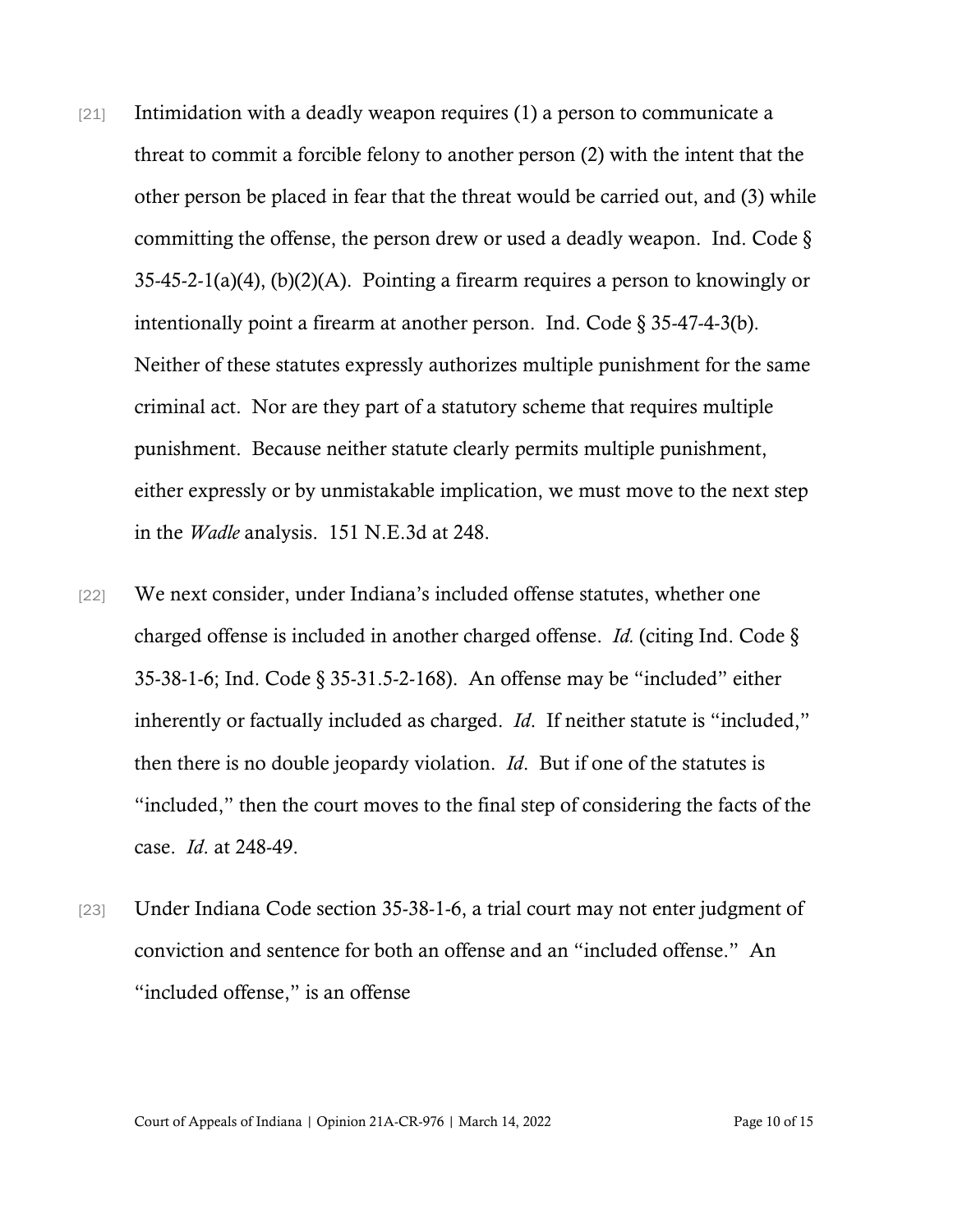[21] Intimidation with a deadly weapon requires (1) a person to communicate a threat to commit a forcible felony to another person (2) with the intent that the other person be placed in fear that the threat would be carried out, and (3) while committing the offense, the person drew or used a deadly weapon. Ind. Code § 35-45-2-1(a)(4), (b)(2)(A). Pointing a firearm requires a person to knowingly or intentionally point a firearm at another person. Ind. Code § 35-47-4-3(b). Neither of these statutes expressly authorizes multiple punishment for the same criminal act. Nor are they part of a statutory scheme that requires multiple punishment. Because neither statute clearly permits multiple punishment, either expressly or by unmistakable implication, we must move to the next step in the *Wadle* analysis. 151 N.E.3d at 248.

[22] We next consider, under Indiana's included offense statutes, whether one charged offense is included in another charged offense. *Id.* (citing Ind. Code § 35-38-1-6; Ind. Code § 35-31.5-2-168). An offense may be "included" either inherently or factually included as charged. *Id*. If neither statute is "included," then there is no double jeopardy violation. *Id*. But if one of the statutes is "included," then the court moves to the final step of considering the facts of the case. *Id*. at 248-49.

[23] Under Indiana Code section 35-38-1-6, a trial court may not enter judgment of conviction and sentence for both an offense and an "included offense." An "included offense," is an offense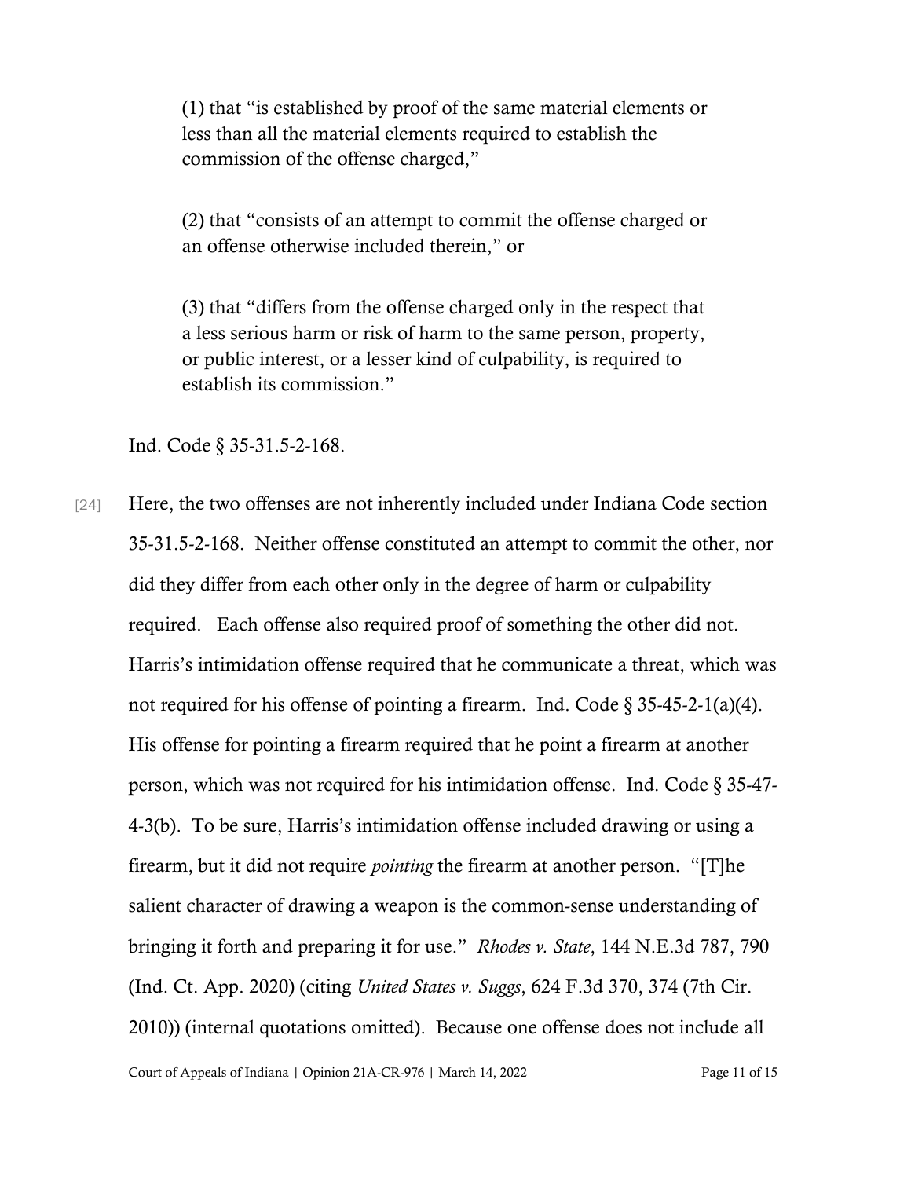(1) that "is established by proof of the same material elements or less than all the material elements required to establish the commission of the offense charged,"

(2) that "consists of an attempt to commit the offense charged or an offense otherwise included therein," or

(3) that "differs from the offense charged only in the respect that a less serious harm or risk of harm to the same person, property, or public interest, or a lesser kind of culpability, is required to establish its commission."

Ind. Code § 35-31.5-2-168.

[24] Here, the two offenses are not inherently included under Indiana Code section 35-31.5-2-168. Neither offense constituted an attempt to commit the other, nor did they differ from each other only in the degree of harm or culpability required. Each offense also required proof of something the other did not. Harris's intimidation offense required that he communicate a threat, which was not required for his offense of pointing a firearm. Ind. Code § 35-45-2-1(a)(4). His offense for pointing a firearm required that he point a firearm at another person, which was not required for his intimidation offense. Ind. Code § 35-47-4-3(b). To be sure, Harris's intimidation offense included drawing or using a firearm, but it did not require *pointing* the firearm at another person. "[T]he salient character of drawing a weapon is the common-sense understanding of bringing it forth and preparing it for use." *Rhodes v. State*, 144 N.E.3d 787, 790 (Ind. Ct. App. 2020) (citing *United States v. Suggs*, 624 F.3d 370, 374 (7th Cir. 2010)) (internal quotations omitted). Because one offense does not include all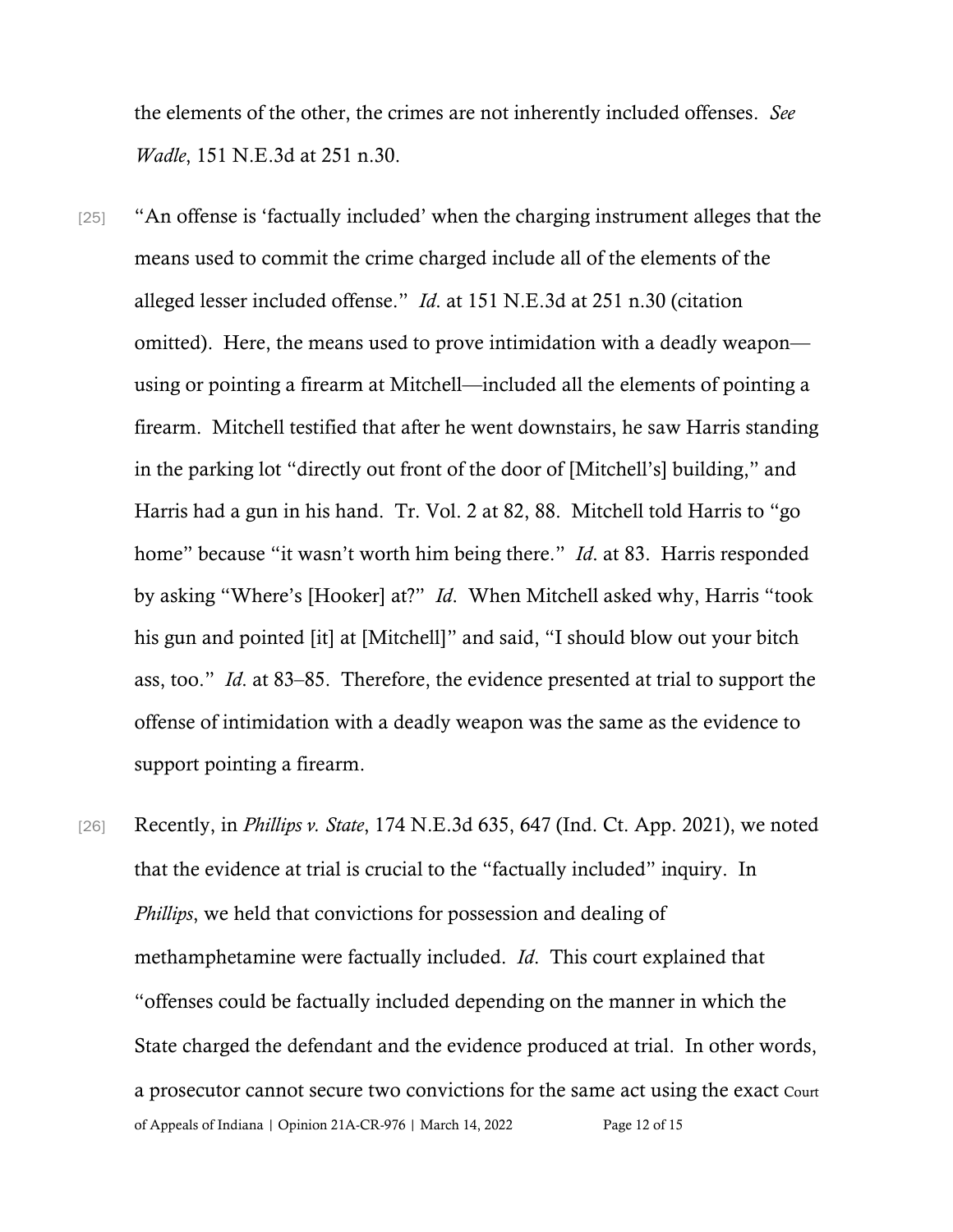the elements of the other, the crimes are not inherently included offenses. *See Wadle*, 151 N.E.3d at 251 n.30.

[25] "An offense is 'factually included' when the charging instrument alleges that the means used to commit the crime charged include all of the elements of the alleged lesser included offense." *Id*. at 151 N.E.3d at 251 n.30 (citation omitted). Here, the means used to prove intimidation with a deadly weapon—using or pointing a firearm at Mitchell—included all the elements of pointing a firearm. Mitchell testified that after he went downstairs, he saw Harris standing in the parking lot "directly out front of the door of [Mitchell's] building," and Harris had a gun in his hand. Tr. Vol. 2 at 82, 88. Mitchell told Harris to "go home" because "it wasn't worth him being there." *Id*. at 83. Harris responded by asking "Where's [Hooker] at?" *Id*. When Mitchell asked why, Harris "took his gun and pointed [it] at [Mitchell]" and said, "I should blow out your bitch ass, too." *Id*. at 83–85. Therefore, the evidence presented at trial to support the offense of intimidation with a deadly weapon was the same as the evidence to support pointing a firearm.

[26] Recently, in *Phillips v. State*, 174 N.E.3d 635, 647 (Ind. Ct. App. 2021), we noted that the evidence at trial is crucial to the "factually included" inquiry. In *Phillips*, we held that convictions for possession and dealing of methamphetamine were factually included. *Id*. This court explained that "offenses could be factually included depending on the manner in which the State charged the defendant and the evidence produced at trial. In other words, a prosecutor cannot secure two convictions for the same act using the exact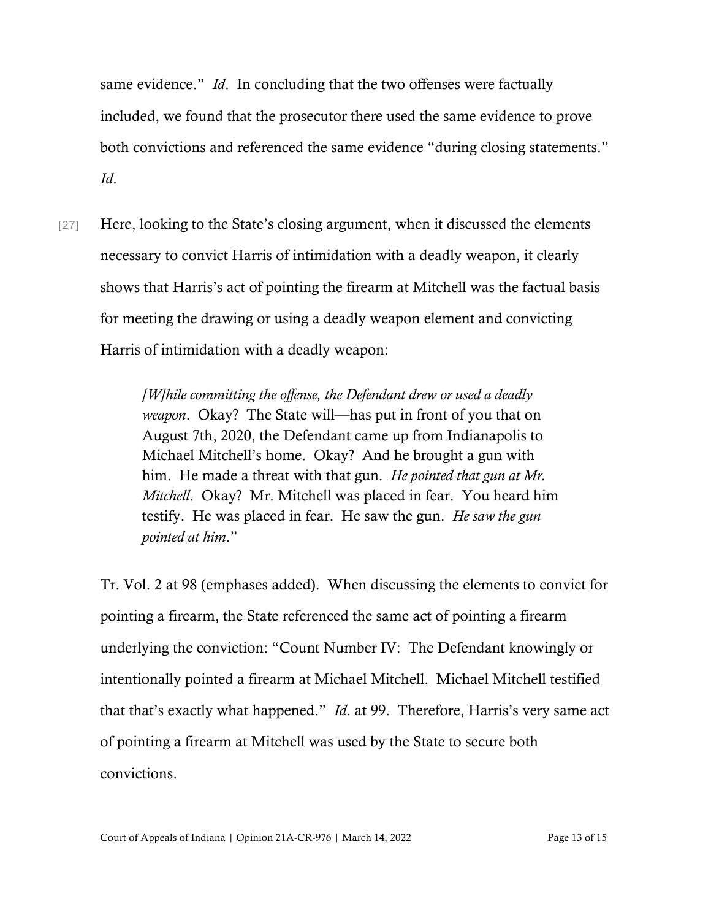same evidence." *Id*. In concluding that the two offenses were factually included, we found that the prosecutor there used the same evidence to prove both convictions and referenced the same evidence "during closing statements." *Id*.

[27] Here, looking to the State's closing argument, when it discussed the elements necessary to convict Harris of intimidation with a deadly weapon, it clearly shows that Harris's act of pointing the firearm at Mitchell was the factual basis for meeting the drawing or using a deadly weapon element and convicting Harris of intimidation with a deadly weapon:

> *[W]hile committing the offense, the Defendant drew or used a deadly weapon*. Okay? The State will—has put in front of you that on August 7th, 2020, the Defendant came up from Indianapolis to Michael Mitchell's home. Okay? And he brought a gun with him. He made a threat with that gun. *He pointed that gun at Mr. Mitchell*. Okay? Mr. Mitchell was placed in fear. You heard him testify. He was placed in fear. He saw the gun. *He saw the gun pointed at him*."

Tr. Vol. 2 at 98 (emphases added). When discussing the elements to convict for pointing a firearm, the State referenced the same act of pointing a firearm underlying the conviction: "Count Number IV: The Defendant knowingly or intentionally pointed a firearm at Michael Mitchell. Michael Mitchell testified that that's exactly what happened." *Id*. at 99. Therefore, Harris's very same act of pointing a firearm at Mitchell was used by the State to secure both convictions.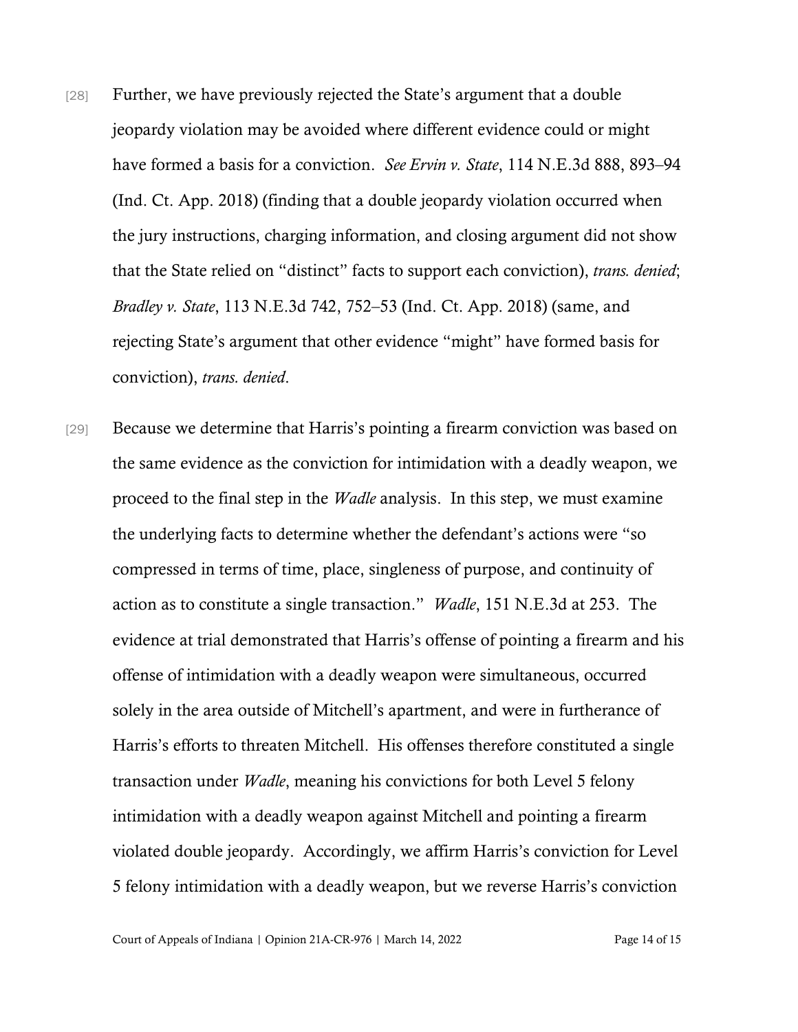[28] Further, we have previously rejected the State's argument that a double jeopardy violation may be avoided where different evidence could or might have formed a basis for a conviction. *See Ervin v. State*, 114 N.E.3d 888, 893–94 (Ind. Ct. App. 2018) (finding that a double jeopardy violation occurred when the jury instructions, charging information, and closing argument did not show that the State relied on "distinct" facts to support each conviction), *trans. denied*; *Bradley v. State*, 113 N.E.3d 742, 752–53 (Ind. Ct. App. 2018) (same, and rejecting State's argument that other evidence "might" have formed basis for conviction), *trans. denied*.

[29] Because we determine that Harris's pointing a firearm conviction was based on the same evidence as the conviction for intimidation with a deadly weapon, we proceed to the final step in the *Wadle* analysis. In this step, we must examine the underlying facts to determine whether the defendant's actions were "so compressed in terms of time, place, singleness of purpose, and continuity of action as to constitute a single transaction." *Wadle*, 151 N.E.3d at 253. The evidence at trial demonstrated that Harris's offense of pointing a firearm and his offense of intimidation with a deadly weapon were simultaneous, occurred solely in the area outside of Mitchell's apartment, and were in furtherance of Harris's efforts to threaten Mitchell. His offenses therefore constituted a single transaction under *Wadle*, meaning his convictions for both Level 5 felony intimidation with a deadly weapon against Mitchell and pointing a firearm violated double jeopardy. Accordingly, we affirm Harris's conviction for Level 5 felony intimidation with a deadly weapon, but we reverse Harris's conviction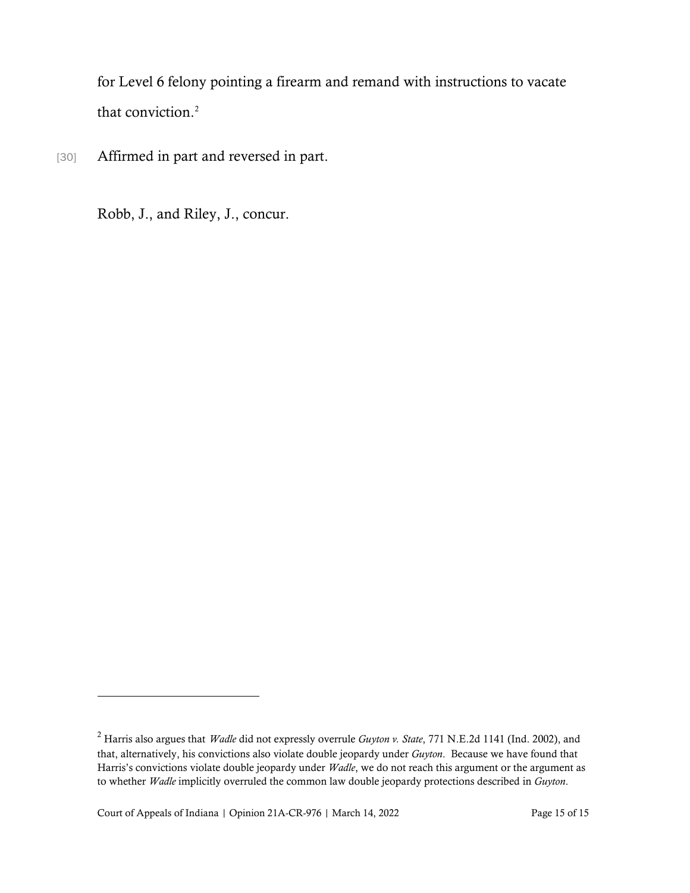for Level 6 felony pointing a firearm and remand with instructions to vacate that conviction.[2]

[30] Affirmed in part and reversed in part.

Robb, J., and Riley, J., concur.

---

[2] Harris also argues that *Wadle* did not expressly overrule *Guyton v. State*, 771 N.E.2d 1141 (Ind. 2002), and that, alternatively, his convictions also violate double jeopardy under *Guyton*. Because we have found that Harris's convictions violate double jeopardy under *Wadle*, we do not reach this argument or the argument as to whether *Wadle* implicitly overruled the common law double jeopardy protections described in *Guyton*.